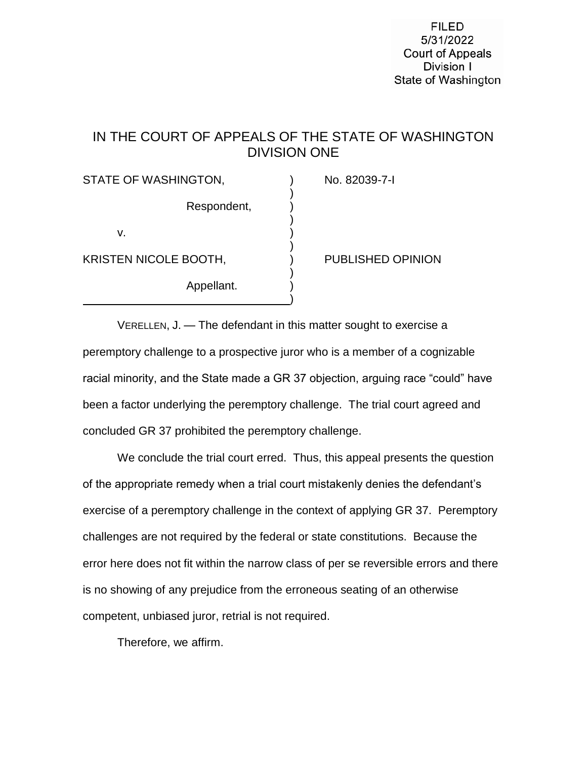FILED
5/31/2022
Court of Appeals
Division I
State of Washington

# IN THE COURT OF APPEALS OF THE STATE OF WASHINGTON DIVISION ONE

| | |
|---|---|
| STATE OF WASHINGTON,<br><br>Respondent,<br><br>v.<br><br>KRISTEN NICOLE BOOTH,<br><br>Appellant. | No. 82039-7-I<br><br><br><br><br><br>PUBLISHED OPINION |

VERELLEN, J. — The defendant in this matter sought to exercise a peremptory challenge to a prospective juror who is a member of a cognizable racial minority, and the State made a GR 37 objection, arguing race "could" have been a factor underlying the peremptory challenge. The trial court agreed and concluded GR 37 prohibited the peremptory challenge.

We conclude the trial court erred. Thus, this appeal presents the question of the appropriate remedy when a trial court mistakenly denies the defendant's exercise of a peremptory challenge in the context of applying GR 37. Peremptory challenges are not required by the federal or state constitutions. Because the error here does not fit within the narrow class of per se reversible errors and there is no showing of any prejudice from the erroneous seating of an otherwise competent, unbiased juror, retrial is not required.

Therefore, we affirm.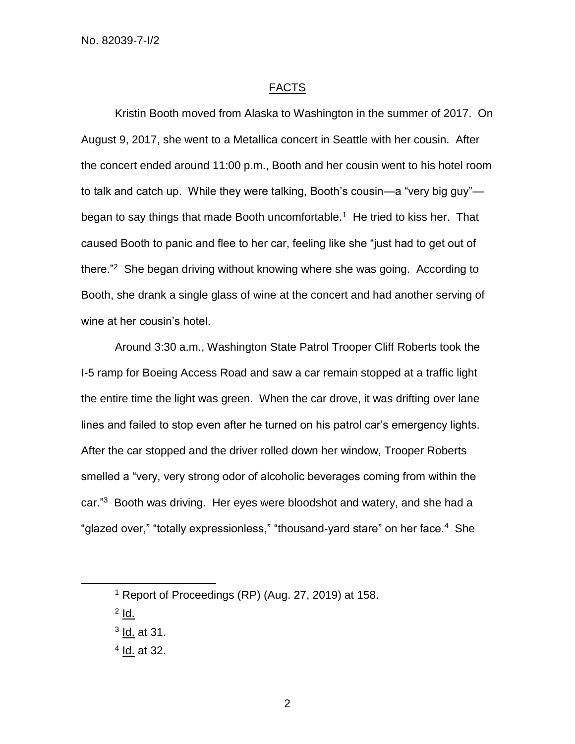## FACTS

Kristin Booth moved from Alaska to Washington in the summer of 2017. On August 9, 2017, she went to a Metallica concert in Seattle with her cousin. After the concert ended around 11:00 p.m., Booth and her cousin went to his hotel room to talk and catch up. While they were talking, Booth's cousin—a "very big guy"—began to say things that made Booth uncomfortable.[1] He tried to kiss her. That caused Booth to panic and flee to her car, feeling like she "just had to get out of there."[2] She began driving without knowing where she was going. According to Booth, she drank a single glass of wine at the concert and had another serving of wine at her cousin's hotel.

Around 3:30 a.m., Washington State Patrol Trooper Cliff Roberts took the I-5 ramp for Boeing Access Road and saw a car remain stopped at a traffic light the entire time the light was green. When the car drove, it was drifting over lane lines and failed to stop even after he turned on his patrol car's emergency lights. After the car stopped and the driver rolled down her window, Trooper Roberts smelled a "very, very strong odor of alcoholic beverages coming from within the car."[3] Booth was driving. Her eyes were bloodshot and watery, and she had a "glazed over," "totally expressionless," "thousand-yard stare" on her face.[4] She

---

[1] Report of Proceedings (RP) (Aug. 27, 2019) at 158.

[2] Id.

[3] Id. at 31.

[4] Id. at 32.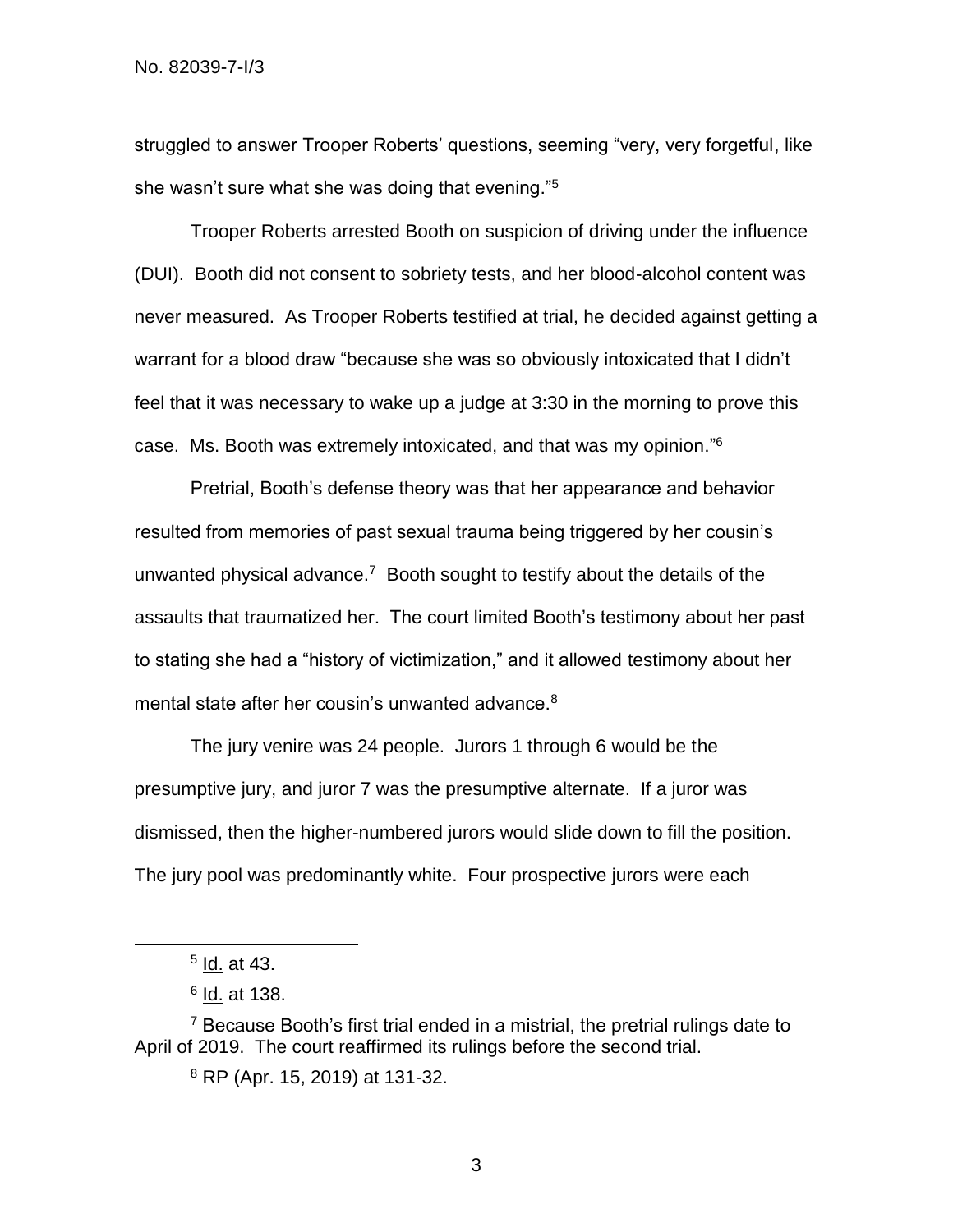struggled to answer Trooper Roberts' questions, seeming "very, very forgetful, like she wasn't sure what she was doing that evening."[5]

Trooper Roberts arrested Booth on suspicion of driving under the influence (DUI). Booth did not consent to sobriety tests, and her blood-alcohol content was never measured. As Trooper Roberts testified at trial, he decided against getting a warrant for a blood draw "because she was so obviously intoxicated that I didn't feel that it was necessary to wake up a judge at 3:30 in the morning to prove this case. Ms. Booth was extremely intoxicated, and that was my opinion."[6]

Pretrial, Booth's defense theory was that her appearance and behavior resulted from memories of past sexual trauma being triggered by her cousin's unwanted physical advance.[7] Booth sought to testify about the details of the assaults that traumatized her. The court limited Booth's testimony about her past to stating she had a "history of victimization," and it allowed testimony about her mental state after her cousin's unwanted advance.[8]

The jury venire was 24 people. Jurors 1 through 6 would be the presumptive jury, and juror 7 was the presumptive alternate. If a juror was dismissed, then the higher-numbered jurors would slide down to fill the position. The jury pool was predominantly white. Four prospective jurors were each

---

[5] Id. at 43.

[6] Id. at 138.

[7] Because Booth's first trial ended in a mistrial, the pretrial rulings date to April of 2019. The court reaffirmed its rulings before the second trial.

[8] RP (Apr. 15, 2019) at 131-32.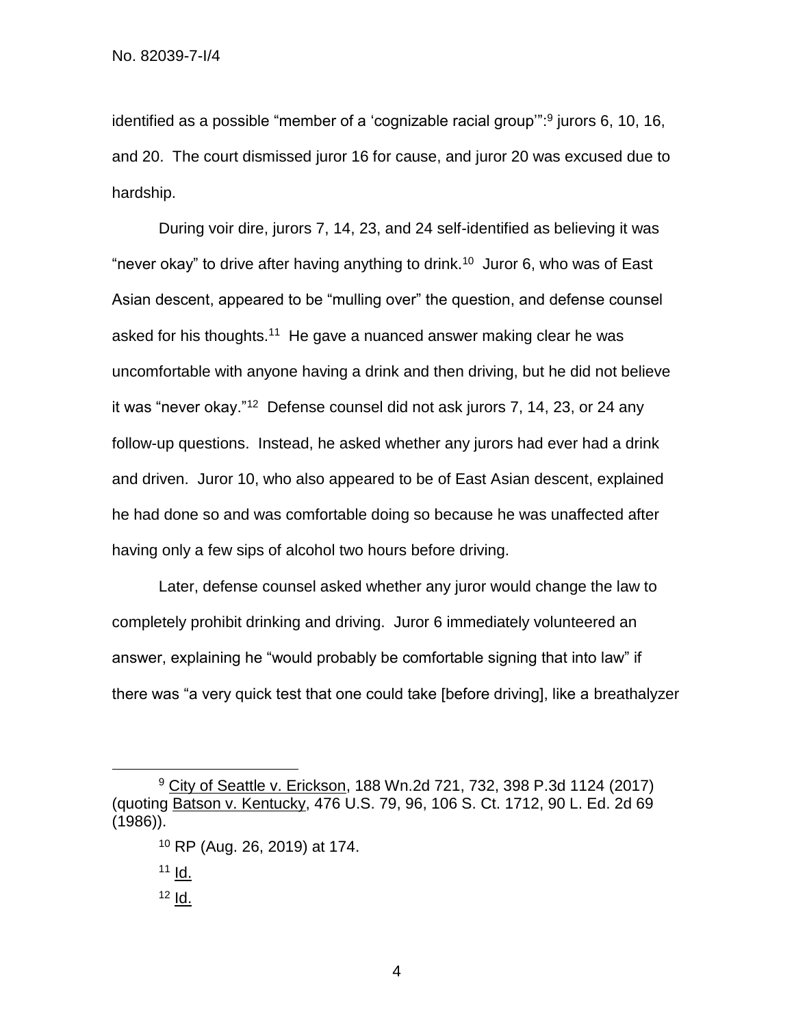identified as a possible "member of a 'cognizable racial group'":[9] jurors 6, 10, 16, and 20. The court dismissed juror 16 for cause, and juror 20 was excused due to hardship.

During voir dire, jurors 7, 14, 23, and 24 self-identified as believing it was "never okay" to drive after having anything to drink.[10] Juror 6, who was of East Asian descent, appeared to be "mulling over" the question, and defense counsel asked for his thoughts.[11] He gave a nuanced answer making clear he was uncomfortable with anyone having a drink and then driving, but he did not believe it was "never okay."[12] Defense counsel did not ask jurors 7, 14, 23, or 24 any follow-up questions. Instead, he asked whether any jurors had ever had a drink and driven. Juror 10, who also appeared to be of East Asian descent, explained he had done so and was comfortable doing so because he was unaffected after having only a few sips of alcohol two hours before driving.

Later, defense counsel asked whether any juror would change the law to completely prohibit drinking and driving. Juror 6 immediately volunteered an answer, explaining he "would probably be comfortable signing that into law" if there was "a very quick test that one could take [before driving], like a breathalyzer

---

[9] City of Seattle v. Erickson, 188 Wn.2d 721, 732, 398 P.3d 1124 (2017) (quoting Batson v. Kentucky, 476 U.S. 79, 96, 106 S. Ct. 1712, 90 L. Ed. 2d 69 (1986)).

[10] RP (Aug. 26, 2019) at 174.

[11] Id.

[12] Id.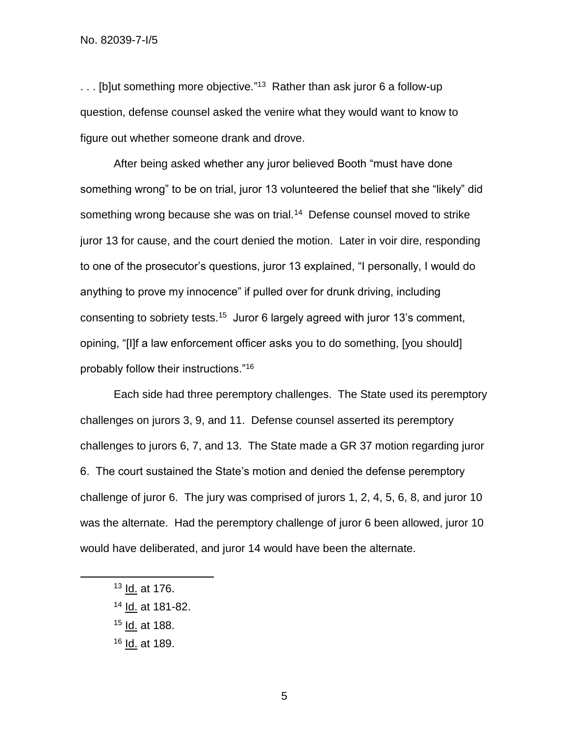. . . [b]ut something more objective."[13] Rather than ask juror 6 a follow-up question, defense counsel asked the venire what they would want to know to figure out whether someone drank and drove.

After being asked whether any juror believed Booth "must have done something wrong" to be on trial, juror 13 volunteered the belief that she "likely" did something wrong because she was on trial.[14] Defense counsel moved to strike juror 13 for cause, and the court denied the motion. Later in voir dire, responding to one of the prosecutor's questions, juror 13 explained, "I personally, I would do anything to prove my innocence" if pulled over for drunk driving, including consenting to sobriety tests.[15] Juror 6 largely agreed with juror 13's comment, opining, "[I]f a law enforcement officer asks you to do something, [you should] probably follow their instructions."[16]

Each side had three peremptory challenges. The State used its peremptory challenges on jurors 3, 9, and 11. Defense counsel asserted its peremptory challenges to jurors 6, 7, and 13. The State made a GR 37 motion regarding juror 6. The court sustained the State's motion and denied the defense peremptory challenge of juror 6. The jury was comprised of jurors 1, 2, 4, 5, 6, 8, and juror 10 was the alternate. Had the peremptory challenge of juror 6 been allowed, juror 10 would have deliberated, and juror 14 would have been the alternate.

---

[13] Id. at 176.

[14] Id. at 181-82.

[15] Id. at 188.

[16] Id. at 189.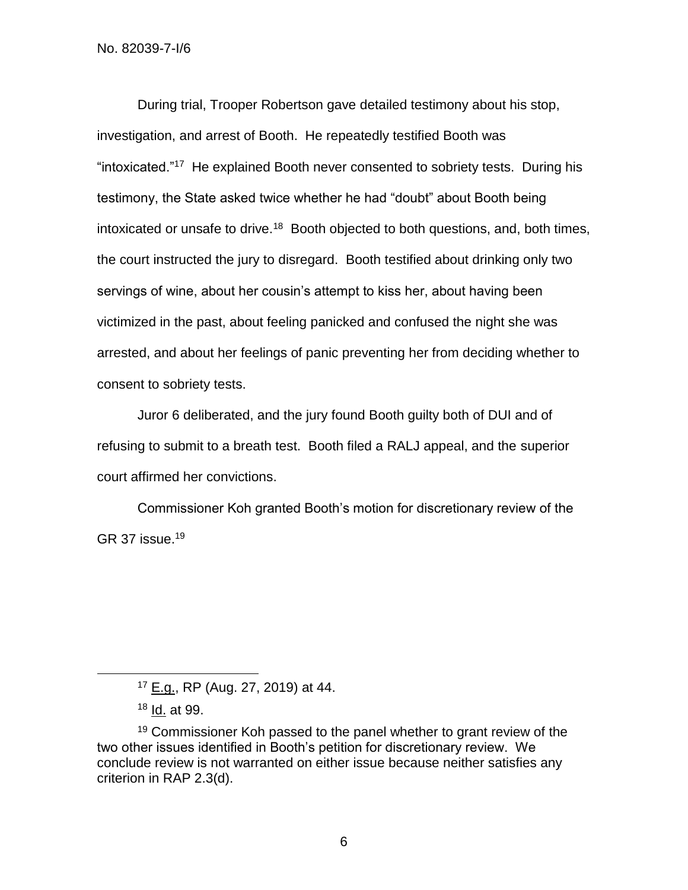During trial, Trooper Robertson gave detailed testimony about his stop, investigation, and arrest of Booth. He repeatedly testified Booth was "intoxicated."[17] He explained Booth never consented to sobriety tests. During his testimony, the State asked twice whether he had "doubt" about Booth being intoxicated or unsafe to drive.[18] Booth objected to both questions, and, both times, the court instructed the jury to disregard. Booth testified about drinking only two servings of wine, about her cousin's attempt to kiss her, about having been victimized in the past, about feeling panicked and confused the night she was arrested, and about her feelings of panic preventing her from deciding whether to consent to sobriety tests.

Juror 6 deliberated, and the jury found Booth guilty both of DUI and of refusing to submit to a breath test. Booth filed a RALJ appeal, and the superior court affirmed her convictions.

Commissioner Koh granted Booth's motion for discretionary review of the GR 37 issue.[19]

---

[17] E.g., RP (Aug. 27, 2019) at 44.

[18] Id. at 99.

[19] Commissioner Koh passed to the panel whether to grant review of the two other issues identified in Booth's petition for discretionary review. We conclude review is not warranted on either issue because neither satisfies any criterion in RAP 2.3(d).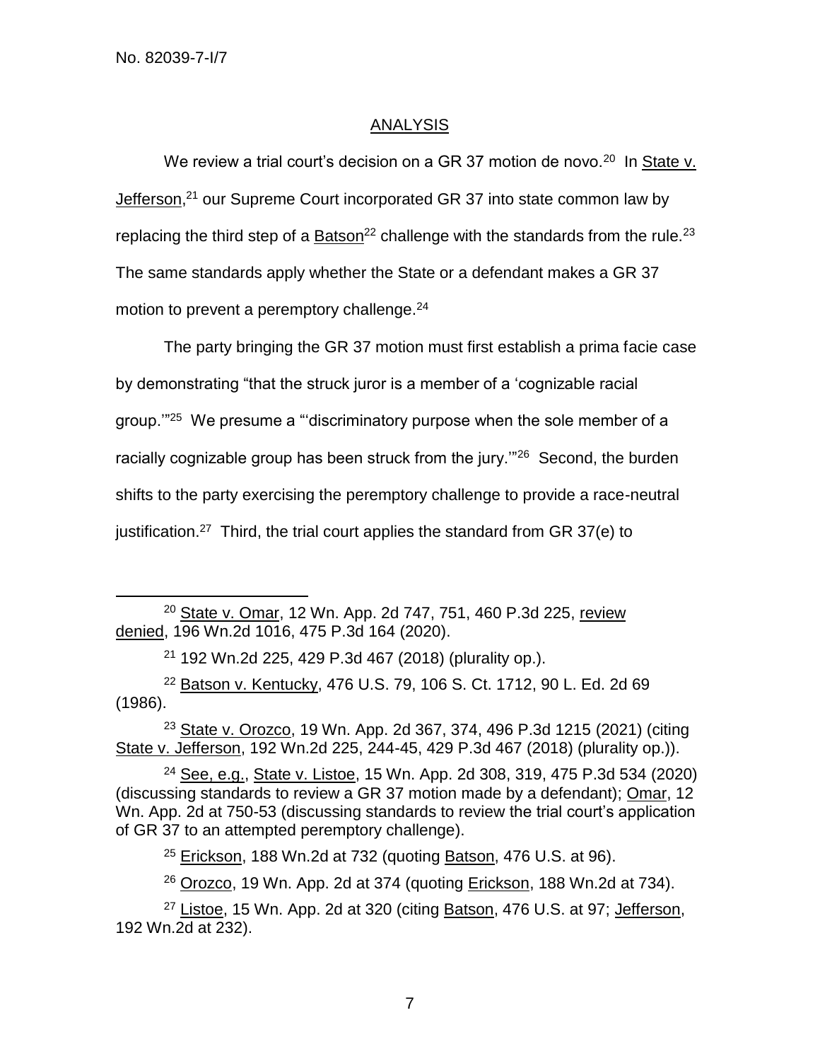## ANALYSIS

We review a trial court's decision on a GR 37 motion de novo.[20] In State v. Jefferson,[21] our Supreme Court incorporated GR 37 into state common law by replacing the third step of a Batson[22] challenge with the standards from the rule.[23] The same standards apply whether the State or a defendant makes a GR 37 motion to prevent a peremptory challenge.[24]

The party bringing the GR 37 motion must first establish a prima facie case by demonstrating "that the struck juror is a member of a 'cognizable racial group.'"[25] We presume a "'discriminatory purpose when the sole member of a racially cognizable group has been struck from the jury.'"[26] Second, the burden shifts to the party exercising the peremptory challenge to provide a race-neutral justification.[27] Third, the trial court applies the standard from GR 37(e) to

---

[20] State v. Omar, 12 Wn. App. 2d 747, 751, 460 P.3d 225, review denied, 196 Wn.2d 1016, 475 P.3d 164 (2020).

[21] 192 Wn.2d 225, 429 P.3d 467 (2018) (plurality op.).

[22] Batson v. Kentucky, 476 U.S. 79, 106 S. Ct. 1712, 90 L. Ed. 2d 69 (1986).

[23] State v. Orozco, 19 Wn. App. 2d 367, 374, 496 P.3d 1215 (2021) (citing State v. Jefferson, 192 Wn.2d 225, 244-45, 429 P.3d 467 (2018) (plurality op.)).

[24] See, e.g., State v. Listoe, 15 Wn. App. 2d 308, 319, 475 P.3d 534 (2020) (discussing standards to review a GR 37 motion made by a defendant); Omar, 12 Wn. App. 2d at 750-53 (discussing standards to review the trial court's application of GR 37 to an attempted peremptory challenge).

[25] Erickson, 188 Wn.2d at 732 (quoting Batson, 476 U.S. at 96).

[26] Orozco, 19 Wn. App. 2d at 374 (quoting Erickson, 188 Wn.2d at 734).

[27] Listoe, 15 Wn. App. 2d at 320 (citing Batson, 476 U.S. at 97; Jefferson, 192 Wn.2d at 232).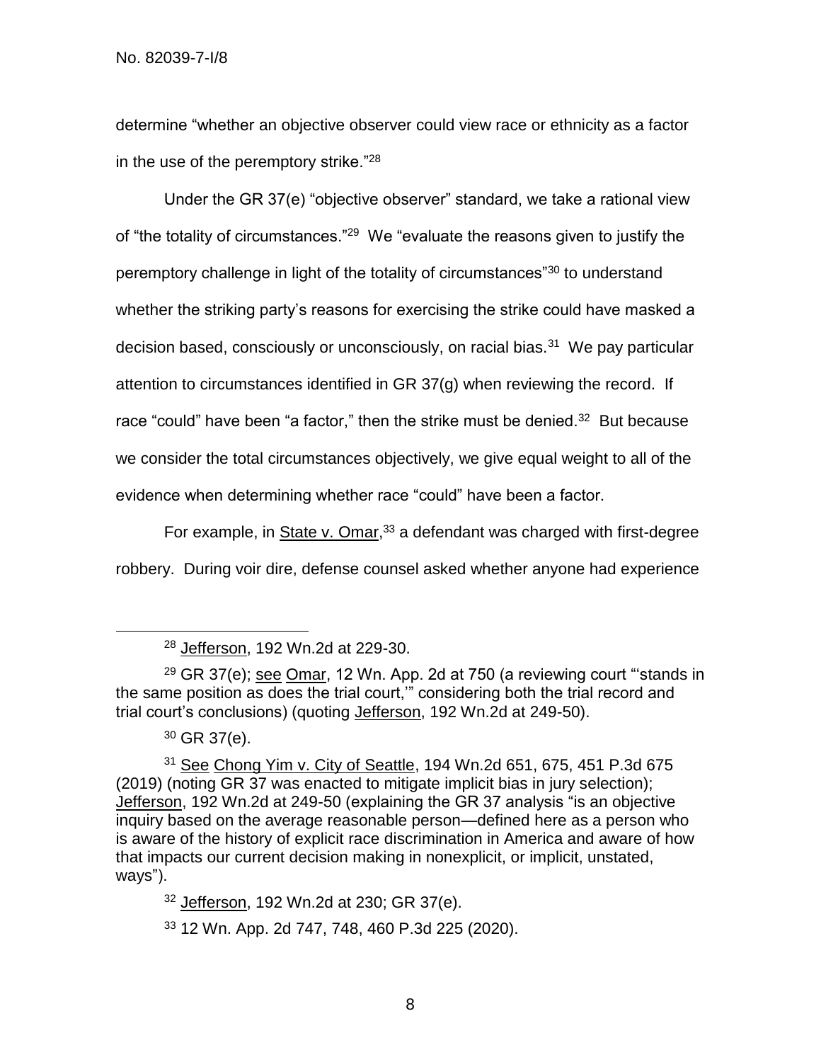determine "whether an objective observer could view race or ethnicity as a factor in the use of the peremptory strike."[28]

Under the GR 37(e) "objective observer" standard, we take a rational view of "the totality of circumstances."[29] We "evaluate the reasons given to justify the peremptory challenge in light of the totality of circumstances"[30] to understand whether the striking party's reasons for exercising the strike could have masked a decision based, consciously or unconsciously, on racial bias.[31] We pay particular attention to circumstances identified in GR 37(g) when reviewing the record. If race "could" have been "a factor," then the strike must be denied.[32] But because we consider the total circumstances objectively, we give equal weight to all of the evidence when determining whether race "could" have been a factor.

For example, in State v. Omar,[33] a defendant was charged with first-degree robbery. During voir dire, defense counsel asked whether anyone had experience

---

[28] Jefferson, 192 Wn.2d at 229-30.

[29] GR 37(e); see Omar, 12 Wn. App. 2d at 750 (a reviewing court "'stands in the same position as does the trial court,'" considering both the trial record and trial court's conclusions) (quoting Jefferson, 192 Wn.2d at 249-50).

[30] GR 37(e).

[31] See Chong Yim v. City of Seattle, 194 Wn.2d 651, 675, 451 P.3d 675 (2019) (noting GR 37 was enacted to mitigate implicit bias in jury selection); Jefferson, 192 Wn.2d at 249-50 (explaining the GR 37 analysis "is an objective inquiry based on the average reasonable person—defined here as a person who is aware of the history of explicit race discrimination in America and aware of how that impacts our current decision making in nonexplicit, or implicit, unstated, ways").

[32] Jefferson, 192 Wn.2d at 230; GR 37(e).

[33] 12 Wn. App. 2d 747, 748, 460 P.3d 225 (2020).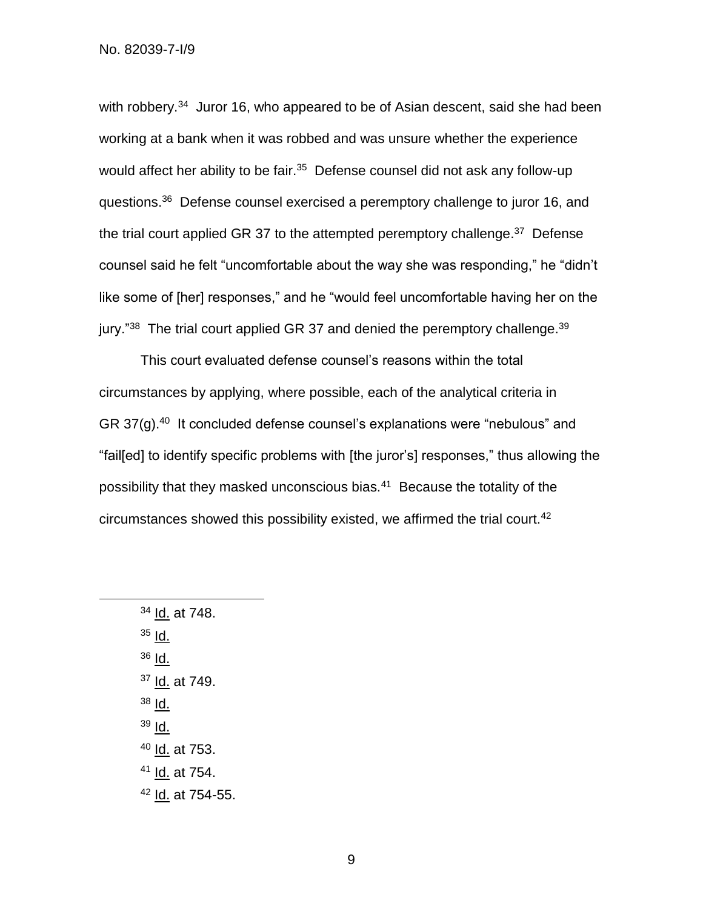with robbery.[34] Juror 16, who appeared to be of Asian descent, said she had been working at a bank when it was robbed and was unsure whether the experience would affect her ability to be fair.[35] Defense counsel did not ask any follow-up questions.[36] Defense counsel exercised a peremptory challenge to juror 16, and the trial court applied GR 37 to the attempted peremptory challenge.[37] Defense counsel said he felt "uncomfortable about the way she was responding," he "didn't like some of [her] responses," and he "would feel uncomfortable having her on the jury."[38] The trial court applied GR 37 and denied the peremptory challenge.[39]

This court evaluated defense counsel's reasons within the total circumstances by applying, where possible, each of the analytical criteria in GR 37(g).[40] It concluded defense counsel's explanations were "nebulous" and "fail[ed] to identify specific problems with [the juror's] responses," thus allowing the possibility that they masked unconscious bias.[41] Because the totality of the circumstances showed this possibility existed, we affirmed the trial court.[42]

---

[34] Id. at 748.

[35] Id.

[36] Id.

[37] Id. at 749.

[38] Id.

[39] Id.

[40] Id. at 753.

[41] Id. at 754.

[42] Id. at 754-55.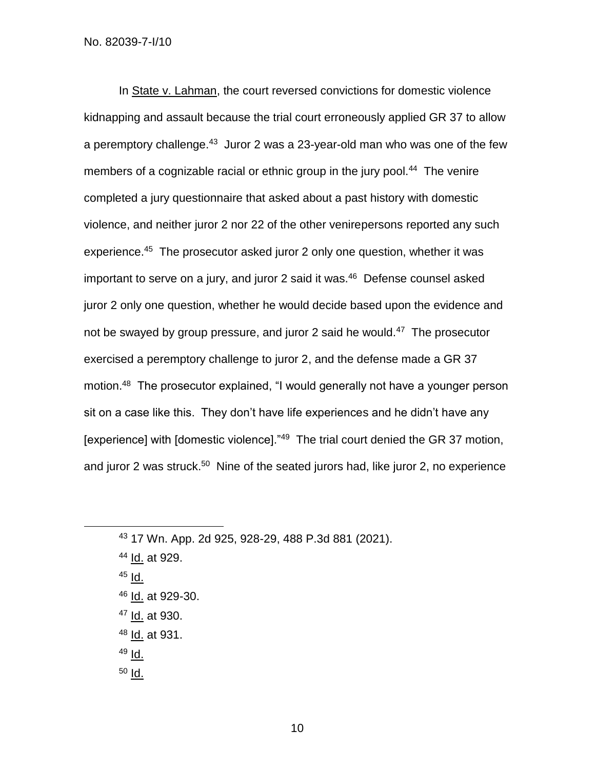In State v. Lahman, the court reversed convictions for domestic violence kidnapping and assault because the trial court erroneously applied GR 37 to allow a peremptory challenge.[43] Juror 2 was a 23-year-old man who was one of the few members of a cognizable racial or ethnic group in the jury pool.[44] The venire completed a jury questionnaire that asked about a past history with domestic violence, and neither juror 2 nor 22 of the other venirepersons reported any such experience.[45] The prosecutor asked juror 2 only one question, whether it was important to serve on a jury, and juror 2 said it was.[46] Defense counsel asked juror 2 only one question, whether he would decide based upon the evidence and not be swayed by group pressure, and juror 2 said he would.[47] The prosecutor exercised a peremptory challenge to juror 2, and the defense made a GR 37 motion.[48] The prosecutor explained, "I would generally not have a younger person sit on a case like this. They don't have life experiences and he didn't have any [experience] with [domestic violence]."[49] The trial court denied the GR 37 motion, and juror 2 was struck.[50] Nine of the seated jurors had, like juror 2, no experience

---

[43] 17 Wn. App. 2d 925, 928-29, 488 P.3d 881 (2021).

[44] Id. at 929.

[45] Id.

[46] Id. at 929-30.

[47] Id. at 930.

[48] Id. at 931.

[49] Id.

[50] Id.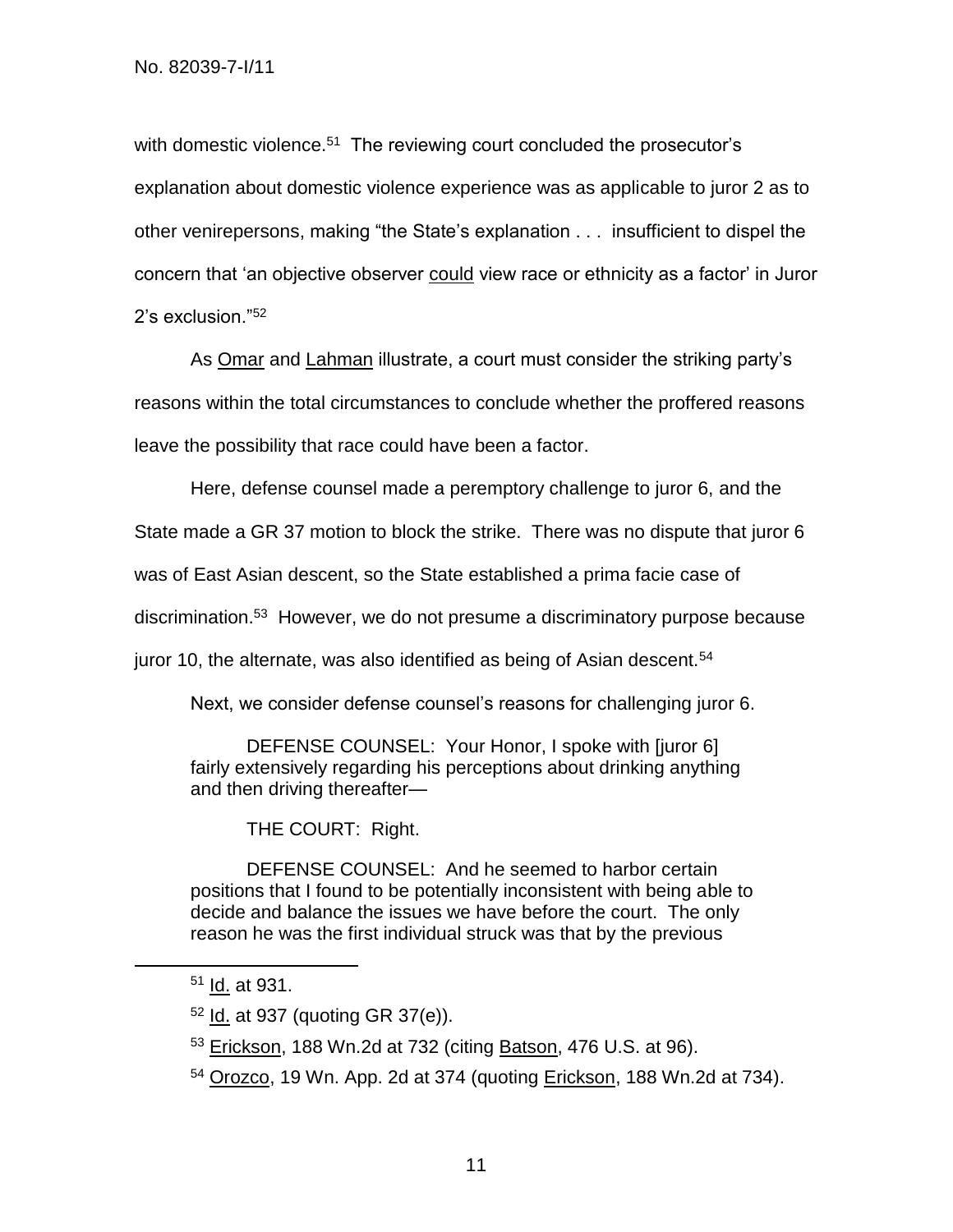with domestic violence.[51] The reviewing court concluded the prosecutor's explanation about domestic violence experience was as applicable to juror 2 as to other venirepersons, making "the State's explanation . . . insufficient to dispel the concern that 'an objective observer could view race or ethnicity as a factor' in Juror 2's exclusion."[52]

As Omar and Lahman illustrate, a court must consider the striking party's reasons within the total circumstances to conclude whether the proffered reasons leave the possibility that race could have been a factor.

Here, defense counsel made a peremptory challenge to juror 6, and the State made a GR 37 motion to block the strike. There was no dispute that juror 6 was of East Asian descent, so the State established a prima facie case of discrimination.[53] However, we do not presume a discriminatory purpose because juror 10, the alternate, was also identified as being of Asian descent.[54]

Next, we consider defense counsel's reasons for challenging juror 6.

> DEFENSE COUNSEL: Your Honor, I spoke with [juror 6] fairly extensively regarding his perceptions about drinking anything and then driving thereafter—
>
> THE COURT: Right.
>
> DEFENSE COUNSEL: And he seemed to harbor certain positions that I found to be potentially inconsistent with being able to decide and balance the issues we have before the court. The only reason he was the first individual struck was that by the previous

---

[51] Id. at 931.

[52] Id. at 937 (quoting GR 37(e)).

[53] Erickson, 188 Wn.2d at 732 (citing Batson, 476 U.S. at 96).

[54] Orozco, 19 Wn. App. 2d at 374 (quoting Erickson, 188 Wn.2d at 734).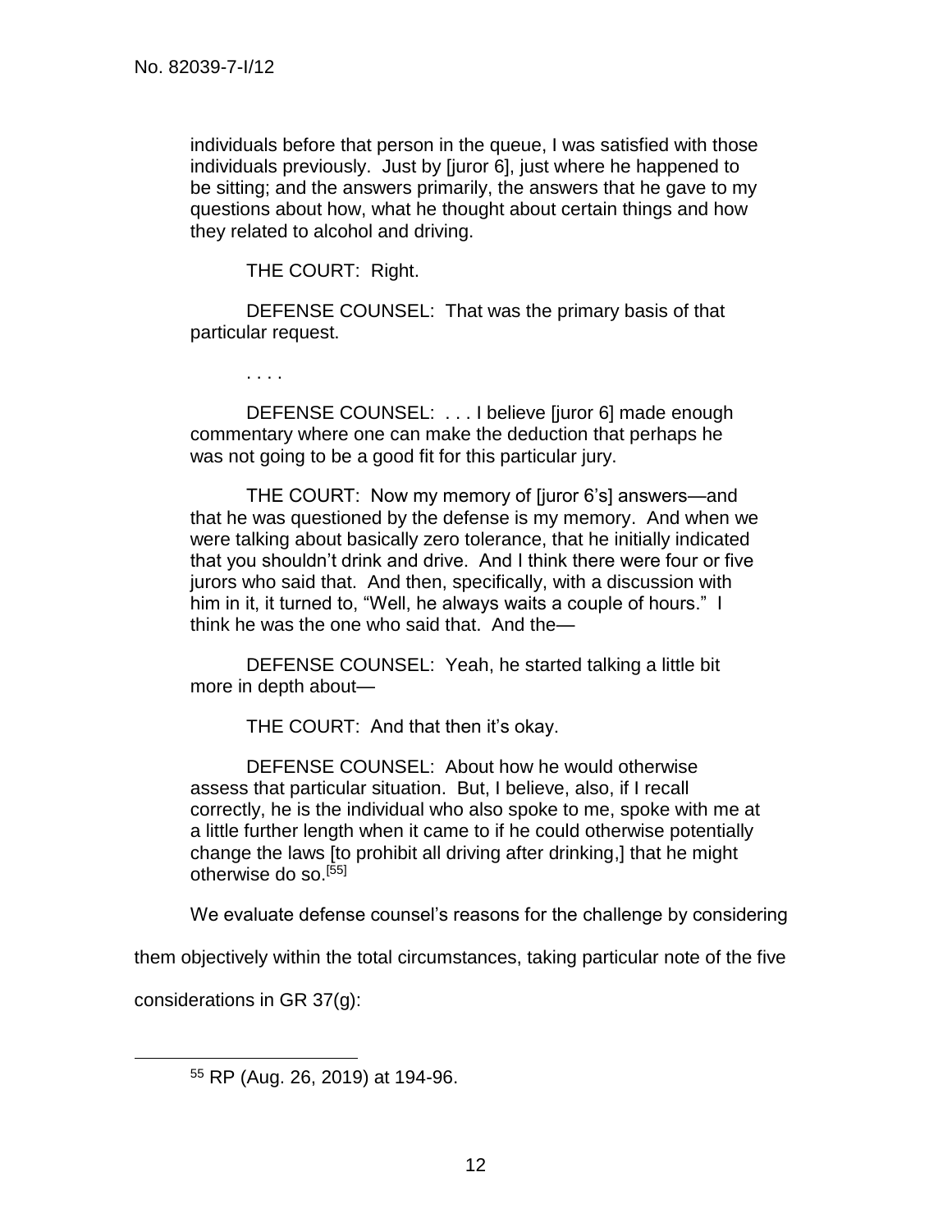> individuals before that person in the queue, I was satisfied with those individuals previously. Just by [juror 6], just where he happened to be sitting; and the answers primarily, the answers that he gave to my questions about how, what he thought about certain things and how they related to alcohol and driving.
>
> THE COURT: Right.
>
> DEFENSE COUNSEL: That was the primary basis of that particular request.
>
> . . . .
>
> DEFENSE COUNSEL: . . . I believe [juror 6] made enough commentary where one can make the deduction that perhaps he was not going to be a good fit for this particular jury.
>
> THE COURT: Now my memory of [juror 6's] answers—and that he was questioned by the defense is my memory. And when we were talking about basically zero tolerance, that he initially indicated that you shouldn't drink and drive. And I think there were four or five jurors who said that. And then, specifically, with a discussion with him in it, it turned to, "Well, he always waits a couple of hours." I think he was the one who said that. And the—
>
> DEFENSE COUNSEL: Yeah, he started talking a little bit more in depth about—
>
> THE COURT: And that then it's okay.
>
> DEFENSE COUNSEL: About how he would otherwise assess that particular situation. But, I believe, also, if I recall correctly, he is the individual who also spoke to me, spoke with me at a little further length when it came to if he could otherwise potentially change the laws [to prohibit all driving after drinking,] that he might otherwise do so.[55]

We evaluate defense counsel's reasons for the challenge by considering them objectively within the total circumstances, taking particular note of the five considerations in GR 37(g):

[55] RP (Aug. 26, 2019) at 194-96.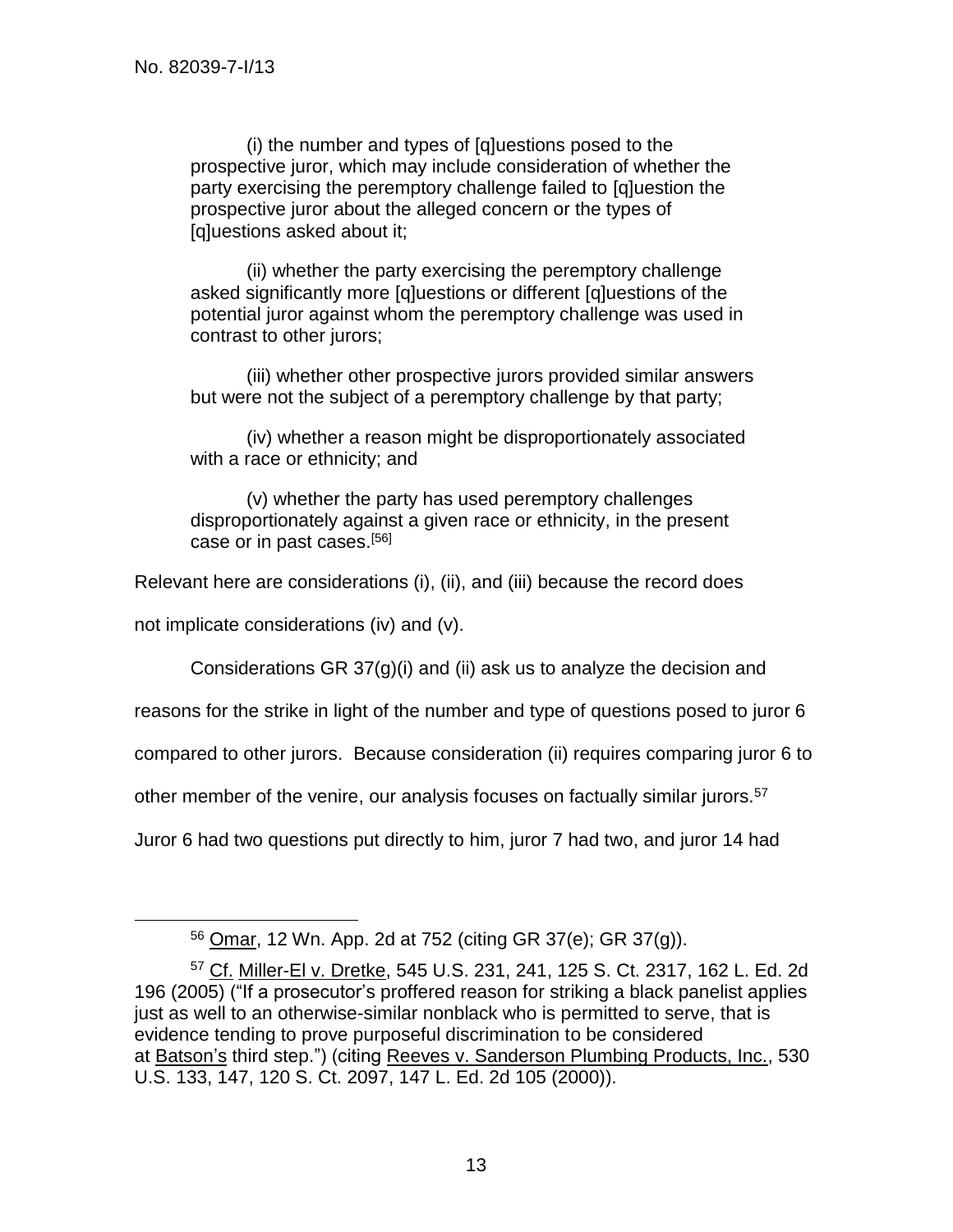(i) the number and types of [q]uestions posed to the prospective juror, which may include consideration of whether the party exercising the peremptory challenge failed to [q]uestion the prospective juror about the alleged concern or the types of [q]uestions asked about it;

(ii) whether the party exercising the peremptory challenge asked significantly more [q]uestions or different [q]uestions of the potential juror against whom the peremptory challenge was used in contrast to other jurors;

(iii) whether other prospective jurors provided similar answers but were not the subject of a peremptory challenge by that party;

(iv) whether a reason might be disproportionately associated with a race or ethnicity; and

(v) whether the party has used peremptory challenges disproportionately against a given race or ethnicity, in the present case or in past cases.[56]

Relevant here are considerations (i), (ii), and (iii) because the record does not implicate considerations (iv) and (v).

Considerations GR 37(g)(i) and (ii) ask us to analyze the decision and reasons for the strike in light of the number and type of questions posed to juror 6 compared to other jurors. Because consideration (ii) requires comparing juror 6 to other member of the venire, our analysis focuses on factually similar jurors.[57] Juror 6 had two questions put directly to him, juror 7 had two, and juror 14 had

---

[56] Omar, 12 Wn. App. 2d at 752 (citing GR 37(e); GR 37(g)).

[57] Cf. Miller-El v. Dretke, 545 U.S. 231, 241, 125 S. Ct. 2317, 162 L. Ed. 2d 196 (2005) ("If a prosecutor's proffered reason for striking a black panelist applies just as well to an otherwise-similar nonblack who is permitted to serve, that is evidence tending to prove purposeful discrimination to be considered at Batson's third step.") (citing Reeves v. Sanderson Plumbing Products, Inc., 530 U.S. 133, 147, 120 S. Ct. 2097, 147 L. Ed. 2d 105 (2000)).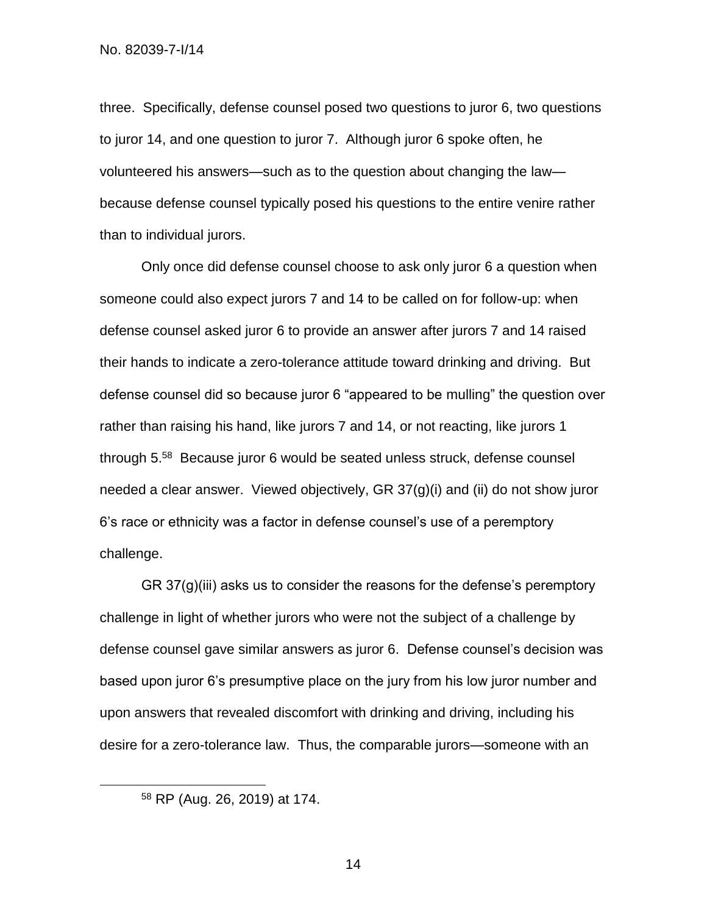three. Specifically, defense counsel posed two questions to juror 6, two questions to juror 14, and one question to juror 7. Although juror 6 spoke often, he volunteered his answers—such as to the question about changing the law—because defense counsel typically posed his questions to the entire venire rather than to individual jurors.

Only once did defense counsel choose to ask only juror 6 a question when someone could also expect jurors 7 and 14 to be called on for follow-up: when defense counsel asked juror 6 to provide an answer after jurors 7 and 14 raised their hands to indicate a zero-tolerance attitude toward drinking and driving. But defense counsel did so because juror 6 "appeared to be mulling" the question over rather than raising his hand, like jurors 7 and 14, or not reacting, like jurors 1 through 5.[58] Because juror 6 would be seated unless struck, defense counsel needed a clear answer. Viewed objectively, GR 37(g)(i) and (ii) do not show juror 6's race or ethnicity was a factor in defense counsel's use of a peremptory challenge.

GR 37(g)(iii) asks us to consider the reasons for the defense's peremptory challenge in light of whether jurors who were not the subject of a challenge by defense counsel gave similar answers as juror 6. Defense counsel's decision was based upon juror 6's presumptive place on the jury from his low juror number and upon answers that revealed discomfort with drinking and driving, including his desire for a zero-tolerance law. Thus, the comparable jurors—someone with an

---

[58] RP (Aug. 26, 2019) at 174.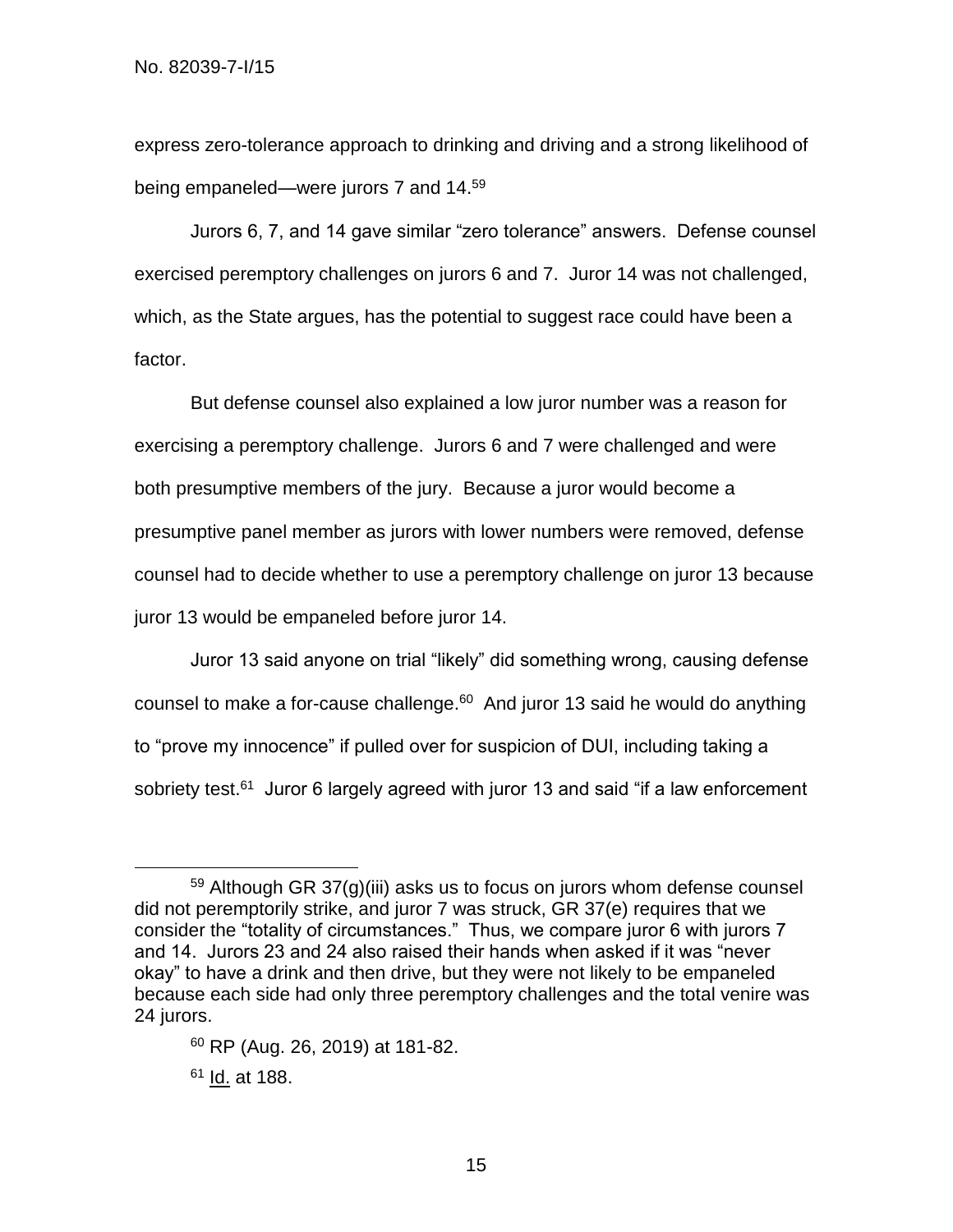express zero-tolerance approach to drinking and driving and a strong likelihood of being empaneled—were jurors 7 and 14.[59]

Jurors 6, 7, and 14 gave similar "zero tolerance" answers. Defense counsel exercised peremptory challenges on jurors 6 and 7. Juror 14 was not challenged, which, as the State argues, has the potential to suggest race could have been a factor.

But defense counsel also explained a low juror number was a reason for exercising a peremptory challenge. Jurors 6 and 7 were challenged and were both presumptive members of the jury. Because a juror would become a presumptive panel member as jurors with lower numbers were removed, defense counsel had to decide whether to use a peremptory challenge on juror 13 because juror 13 would be empaneled before juror 14.

Juror 13 said anyone on trial "likely" did something wrong, causing defense counsel to make a for-cause challenge.[60] And juror 13 said he would do anything to "prove my innocence" if pulled over for suspicion of DUI, including taking a sobriety test.[61] Juror 6 largely agreed with juror 13 and said "if a law enforcement

---

[59] Although GR 37(g)(iii) asks us to focus on jurors whom defense counsel did not peremptorily strike, and juror 7 was struck, GR 37(e) requires that we consider the "totality of circumstances." Thus, we compare juror 6 with jurors 7 and 14. Jurors 23 and 24 also raised their hands when asked if it was "never okay" to have a drink and then drive, but they were not likely to be empaneled because each side had only three peremptory challenges and the total venire was 24 jurors.

[60] RP (Aug. 26, 2019) at 181-82.

[61] Id. at 188.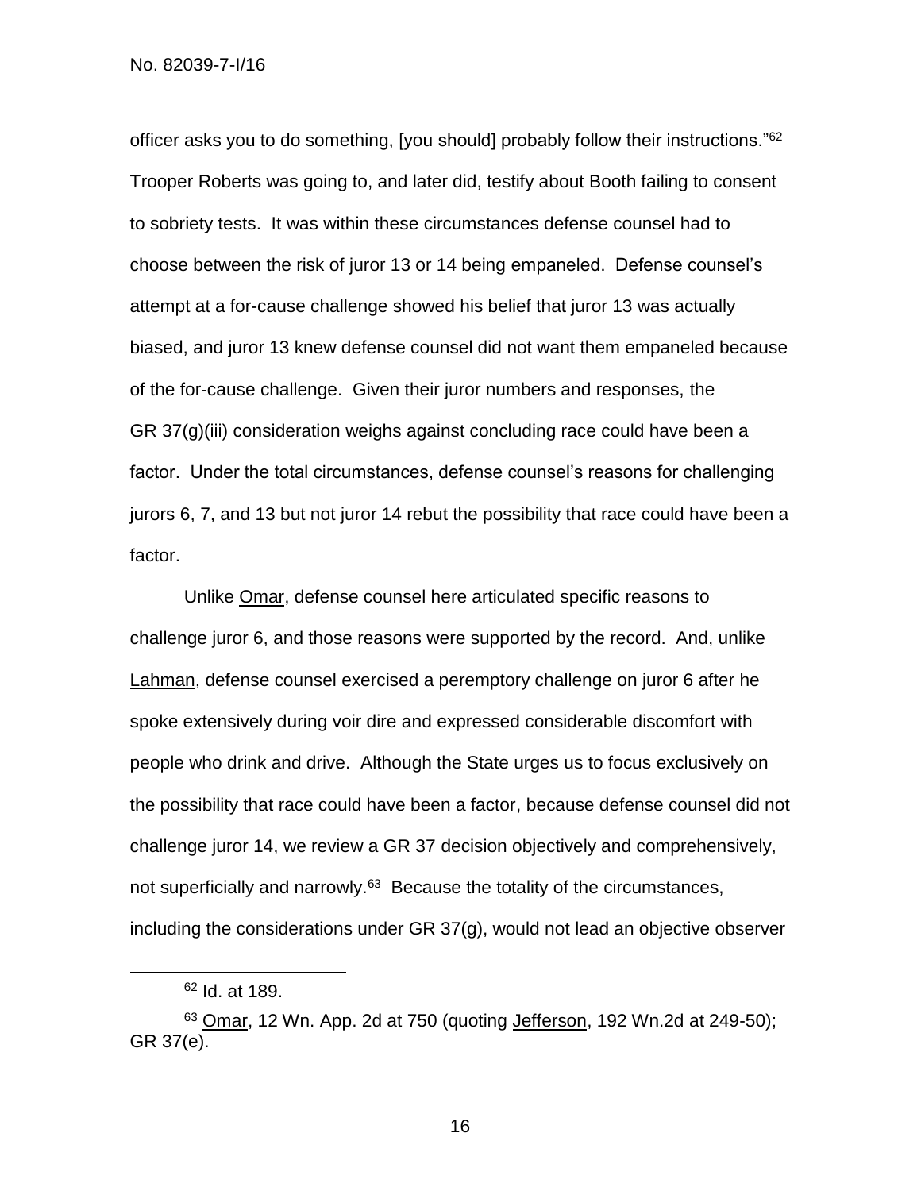officer asks you to do something, [you should] probably follow their instructions."[62] Trooper Roberts was going to, and later did, testify about Booth failing to consent to sobriety tests. It was within these circumstances defense counsel had to choose between the risk of juror 13 or 14 being empaneled. Defense counsel's attempt at a for-cause challenge showed his belief that juror 13 was actually biased, and juror 13 knew defense counsel did not want them empaneled because of the for-cause challenge. Given their juror numbers and responses, the GR 37(g)(iii) consideration weighs against concluding race could have been a factor. Under the total circumstances, defense counsel's reasons for challenging jurors 6, 7, and 13 but not juror 14 rebut the possibility that race could have been a factor.

Unlike Omar, defense counsel here articulated specific reasons to challenge juror 6, and those reasons were supported by the record. And, unlike Lahman, defense counsel exercised a peremptory challenge on juror 6 after he spoke extensively during voir dire and expressed considerable discomfort with people who drink and drive. Although the State urges us to focus exclusively on the possibility that race could have been a factor, because defense counsel did not challenge juror 14, we review a GR 37 decision objectively and comprehensively, not superficially and narrowly.[63] Because the totality of the circumstances, including the considerations under GR 37(g), would not lead an objective observer

---

[62] Id. at 189.

[63] Omar, 12 Wn. App. 2d at 750 (quoting Jefferson, 192 Wn.2d at 249-50); GR 37(e).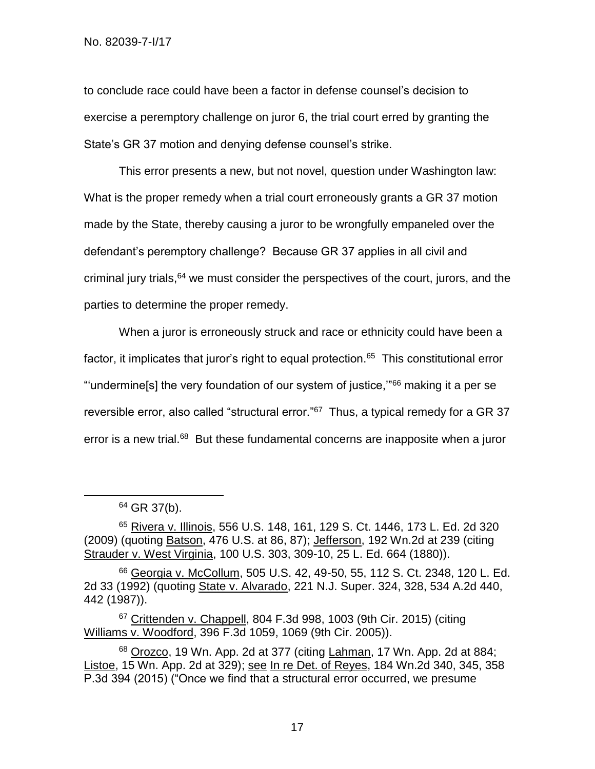to conclude race could have been a factor in defense counsel's decision to exercise a peremptory challenge on juror 6, the trial court erred by granting the State's GR 37 motion and denying defense counsel's strike.

This error presents a new, but not novel, question under Washington law: What is the proper remedy when a trial court erroneously grants a GR 37 motion made by the State, thereby causing a juror to be wrongfully empaneled over the defendant's peremptory challenge? Because GR 37 applies in all civil and criminal jury trials,[64] we must consider the perspectives of the court, jurors, and the parties to determine the proper remedy.

When a juror is erroneously struck and race or ethnicity could have been a factor, it implicates that juror's right to equal protection.[65] This constitutional error "'undermine[s] the very foundation of our system of justice,'"[66] making it a per se reversible error, also called "structural error."[67] Thus, a typical remedy for a GR 37 error is a new trial.[68] But these fundamental concerns are inapposite when a juror

---

[64] GR 37(b).

[65] Rivera v. Illinois, 556 U.S. 148, 161, 129 S. Ct. 1446, 173 L. Ed. 2d 320 (2009) (quoting Batson, 476 U.S. at 86, 87); Jefferson, 192 Wn.2d at 239 (citing Strauder v. West Virginia, 100 U.S. 303, 309-10, 25 L. Ed. 664 (1880)).

[66] Georgia v. McCollum, 505 U.S. 42, 49-50, 55, 112 S. Ct. 2348, 120 L. Ed. 2d 33 (1992) (quoting State v. Alvarado, 221 N.J. Super. 324, 328, 534 A.2d 440, 442 (1987)).

[67] Crittenden v. Chappell, 804 F.3d 998, 1003 (9th Cir. 2015) (citing Williams v. Woodford, 396 F.3d 1059, 1069 (9th Cir. 2005)).

[68] Orozco, 19 Wn. App. 2d at 377 (citing Lahman, 17 Wn. App. 2d at 884; Listoe, 15 Wn. App. 2d at 329); see In re Det. of Reyes, 184 Wn.2d 340, 345, 358 P.3d 394 (2015) ("Once we find that a structural error occurred, we presume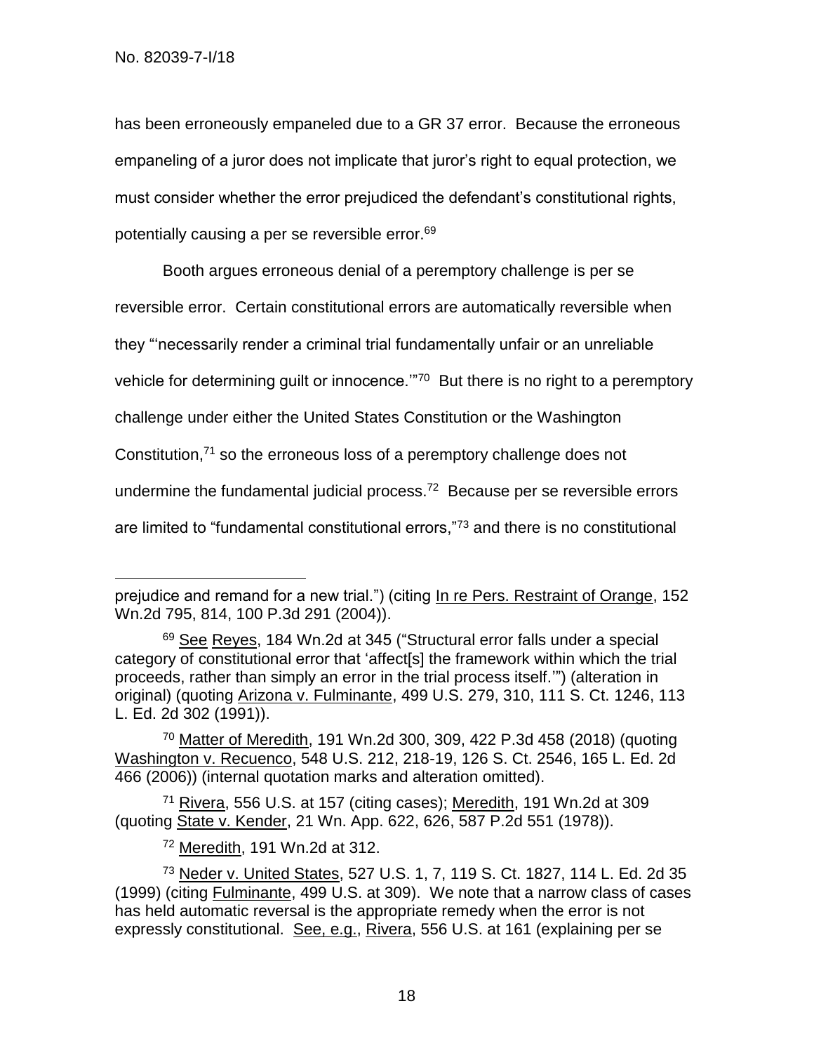has been erroneously empaneled due to a GR 37 error. Because the erroneous empaneling of a juror does not implicate that juror's right to equal protection, we must consider whether the error prejudiced the defendant's constitutional rights, potentially causing a per se reversible error.[69]

Booth argues erroneous denial of a peremptory challenge is per se reversible error. Certain constitutional errors are automatically reversible when they "'necessarily render a criminal trial fundamentally unfair or an unreliable vehicle for determining guilt or innocence.'"[70] But there is no right to a peremptory challenge under either the United States Constitution or the Washington Constitution,[71] so the erroneous loss of a peremptory challenge does not undermine the fundamental judicial process.[72] Because per se reversible errors are limited to "fundamental constitutional errors,"[73] and there is no constitutional

---

prejudice and remand for a new trial.") (citing In re Pers. Restraint of Orange, 152 Wn.2d 795, 814, 100 P.3d 291 (2004)).

[69] See Reyes, 184 Wn.2d at 345 ("Structural error falls under a special category of constitutional error that 'affect[s] the framework within which the trial proceeds, rather than simply an error in the trial process itself.'") (alteration in original) (quoting Arizona v. Fulminante, 499 U.S. 279, 310, 111 S. Ct. 1246, 113 L. Ed. 2d 302 (1991)).

[70] Matter of Meredith, 191 Wn.2d 300, 309, 422 P.3d 458 (2018) (quoting Washington v. Recuenco, 548 U.S. 212, 218-19, 126 S. Ct. 2546, 165 L. Ed. 2d 466 (2006)) (internal quotation marks and alteration omitted).

[71] Rivera, 556 U.S. at 157 (citing cases); Meredith, 191 Wn.2d at 309 (quoting State v. Kender, 21 Wn. App. 622, 626, 587 P.2d 551 (1978)).

[72] Meredith, 191 Wn.2d at 312.

[73] Neder v. United States, 527 U.S. 1, 7, 119 S. Ct. 1827, 114 L. Ed. 2d 35 (1999) (citing Fulminante, 499 U.S. at 309). We note that a narrow class of cases has held automatic reversal is the appropriate remedy when the error is not expressly constitutional. See, e.g., Rivera, 556 U.S. at 161 (explaining per se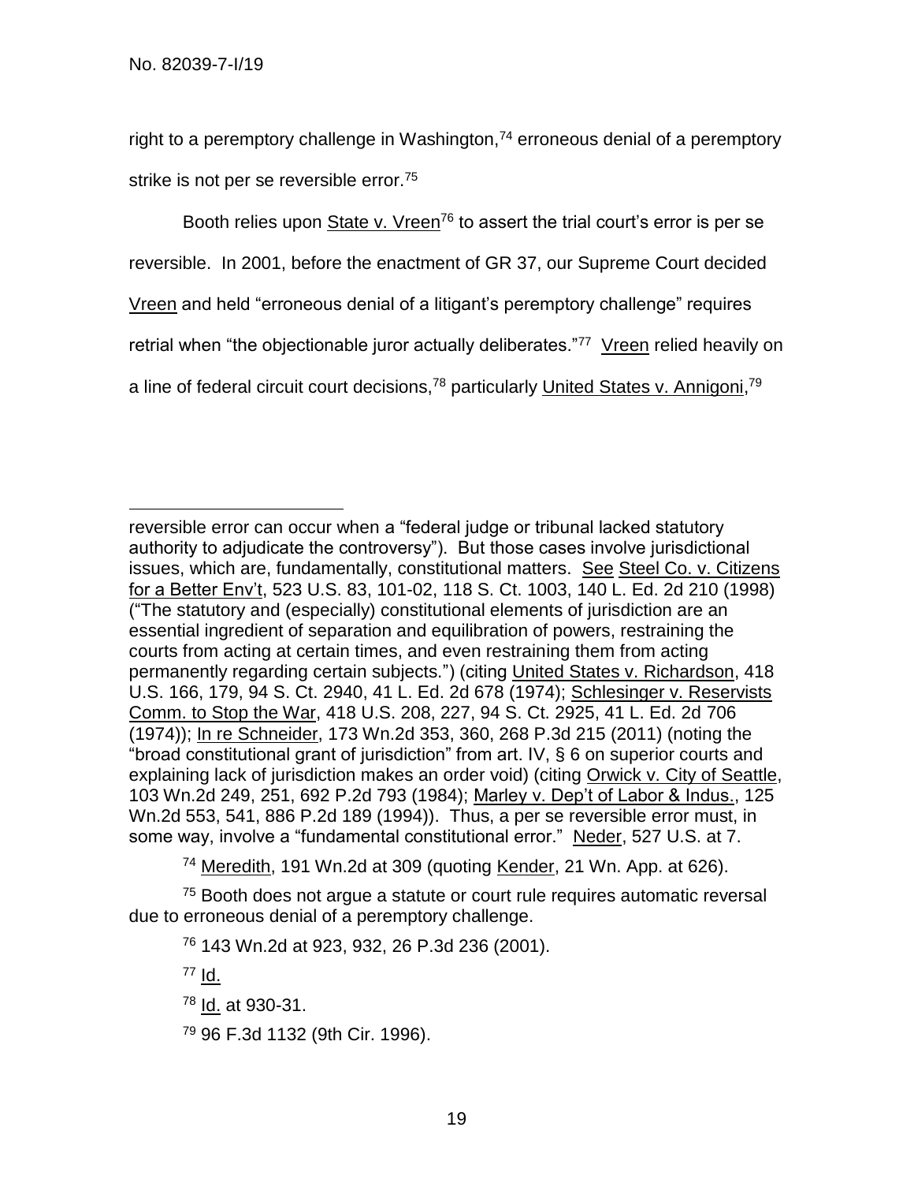right to a peremptory challenge in Washington,[74] erroneous denial of a peremptory strike is not per se reversible error.[75]

Booth relies upon State v. Vreen[76] to assert the trial court's error is per se reversible. In 2001, before the enactment of GR 37, our Supreme Court decided Vreen and held "erroneous denial of a litigant's peremptory challenge" requires retrial when "the objectionable juror actually deliberates."[77] Vreen relied heavily on a line of federal circuit court decisions,[78] particularly United States v. Annigoni,[79]

---

reversible error can occur when a "federal judge or tribunal lacked statutory authority to adjudicate the controversy"). But those cases involve jurisdictional issues, which are, fundamentally, constitutional matters. See Steel Co. v. Citizens for a Better Env't, 523 U.S. 83, 101-02, 118 S. Ct. 1003, 140 L. Ed. 2d 210 (1998) ("The statutory and (especially) constitutional elements of jurisdiction are an essential ingredient of separation and equilibration of powers, restraining the courts from acting at certain times, and even restraining them from acting permanently regarding certain subjects.") (citing United States v. Richardson, 418 U.S. 166, 179, 94 S. Ct. 2940, 41 L. Ed. 2d 678 (1974); Schlesinger v. Reservists Comm. to Stop the War, 418 U.S. 208, 227, 94 S. Ct. 2925, 41 L. Ed. 2d 706 (1974)); In re Schneider, 173 Wn.2d 353, 360, 268 P.3d 215 (2011) (noting the "broad constitutional grant of jurisdiction" from art. IV, § 6 on superior courts and explaining lack of jurisdiction makes an order void) (citing Orwick v. City of Seattle, 103 Wn.2d 249, 251, 692 P.2d 793 (1984); Marley v. Dep't of Labor & Indus., 125 Wn.2d 553, 541, 886 P.2d 189 (1994)). Thus, a per se reversible error must, in some way, involve a "fundamental constitutional error." Neder, 527 U.S. at 7.

[74] Meredith, 191 Wn.2d at 309 (quoting Kender, 21 Wn. App. at 626).

[75] Booth does not argue a statute or court rule requires automatic reversal due to erroneous denial of a peremptory challenge.

[76] 143 Wn.2d at 923, 932, 26 P.3d 236 (2001).

[77] Id.

[78] Id. at 930-31.

[79] 96 F.3d 1132 (9th Cir. 1996).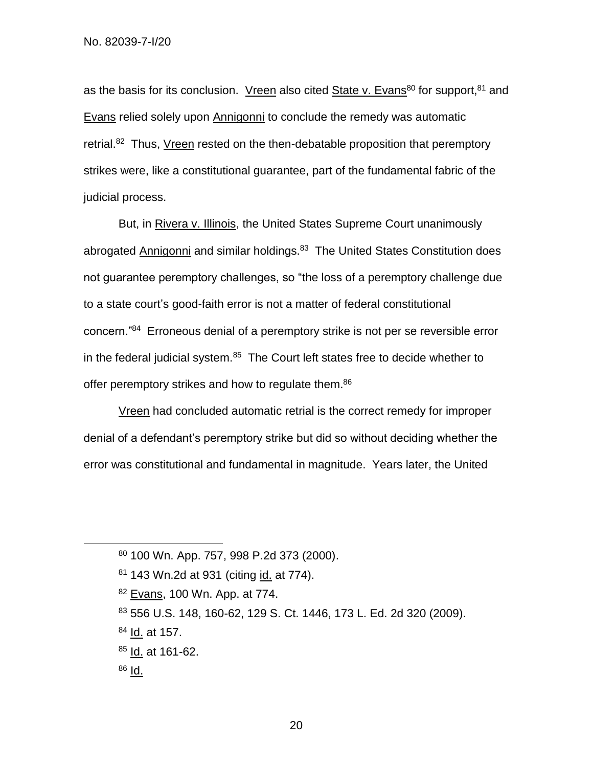as the basis for its conclusion. Vreen also cited State v. Evans[80] for support,[81] and Evans relied solely upon Annigonni to conclude the remedy was automatic retrial.[82] Thus, Vreen rested on the then-debatable proposition that peremptory strikes were, like a constitutional guarantee, part of the fundamental fabric of the judicial process.

But, in Rivera v. Illinois, the United States Supreme Court unanimously abrogated Annigonni and similar holdings.[83] The United States Constitution does not guarantee peremptory challenges, so "the loss of a peremptory challenge due to a state court's good-faith error is not a matter of federal constitutional concern."[84] Erroneous denial of a peremptory strike is not per se reversible error in the federal judicial system.[85] The Court left states free to decide whether to offer peremptory strikes and how to regulate them.[86]

Vreen had concluded automatic retrial is the correct remedy for improper denial of a defendant's peremptory strike but did so without deciding whether the error was constitutional and fundamental in magnitude. Years later, the United

---

[80] 100 Wn. App. 757, 998 P.2d 373 (2000).

[81] 143 Wn.2d at 931 (citing id. at 774).

[82] Evans, 100 Wn. App. at 774.

[83] 556 U.S. 148, 160-62, 129 S. Ct. 1446, 173 L. Ed. 2d 320 (2009).

[84] Id. at 157.

[85] Id. at 161-62.

[86] Id.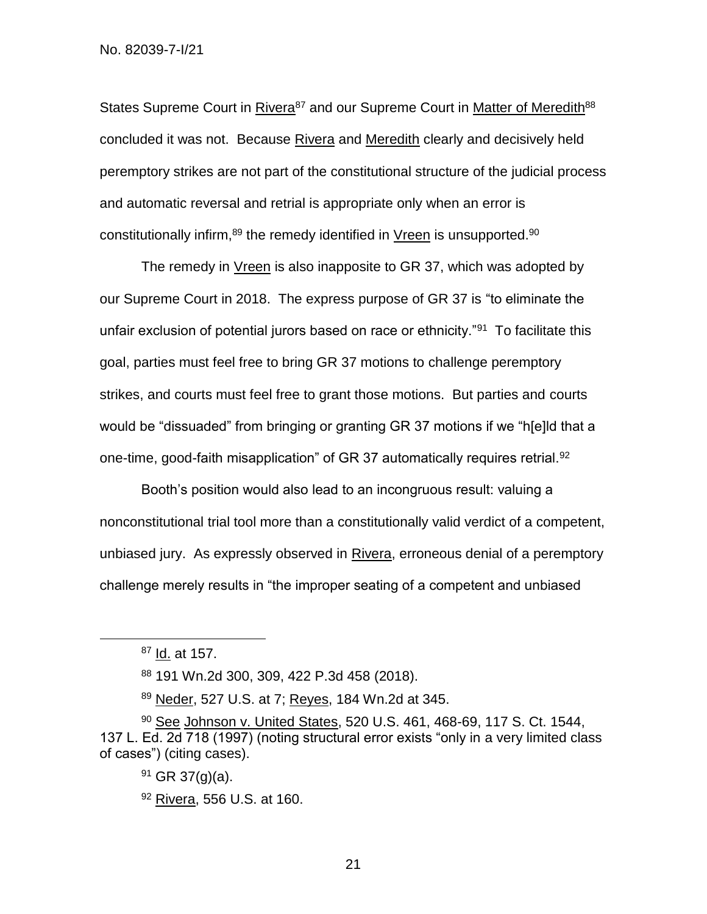States Supreme Court in Rivera[87] and our Supreme Court in Matter of Meredith[88] concluded it was not. Because Rivera and Meredith clearly and decisively held peremptory strikes are not part of the constitutional structure of the judicial process and automatic reversal and retrial is appropriate only when an error is constitutionally infirm,[89] the remedy identified in Vreen is unsupported.[90]

The remedy in Vreen is also inapposite to GR 37, which was adopted by our Supreme Court in 2018. The express purpose of GR 37 is "to eliminate the unfair exclusion of potential jurors based on race or ethnicity."[91] To facilitate this goal, parties must feel free to bring GR 37 motions to challenge peremptory strikes, and courts must feel free to grant those motions. But parties and courts would be "dissuaded" from bringing or granting GR 37 motions if we "h[e]ld that a one-time, good-faith misapplication" of GR 37 automatically requires retrial.[92]

Booth's position would also lead to an incongruous result: valuing a nonconstitutional trial tool more than a constitutionally valid verdict of a competent, unbiased jury. As expressly observed in Rivera, erroneous denial of a peremptory challenge merely results in "the improper seating of a competent and unbiased

---

[87] Id. at 157.

[88] 191 Wn.2d 300, 309, 422 P.3d 458 (2018).

[89] Neder, 527 U.S. at 7; Reyes, 184 Wn.2d at 345.

[90] See Johnson v. United States, 520 U.S. 461, 468-69, 117 S. Ct. 1544, 137 L. Ed. 2d 718 (1997) (noting structural error exists "only in a very limited class of cases") (citing cases).

[91] GR 37(g)(a).

[92] Rivera, 556 U.S. at 160.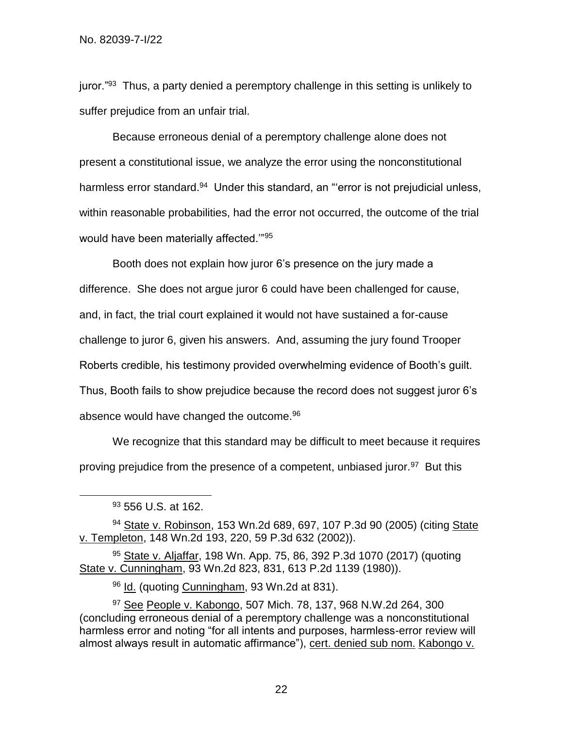juror."[93] Thus, a party denied a peremptory challenge in this setting is unlikely to suffer prejudice from an unfair trial.

Because erroneous denial of a peremptory challenge alone does not present a constitutional issue, we analyze the error using the nonconstitutional harmless error standard.[94] Under this standard, an "'error is not prejudicial unless, within reasonable probabilities, had the error not occurred, the outcome of the trial would have been materially affected.'"[95]

Booth does not explain how juror 6's presence on the jury made a difference. She does not argue juror 6 could have been challenged for cause, and, in fact, the trial court explained it would not have sustained a for-cause challenge to juror 6, given his answers. And, assuming the jury found Trooper Roberts credible, his testimony provided overwhelming evidence of Booth's guilt. Thus, Booth fails to show prejudice because the record does not suggest juror 6's absence would have changed the outcome.[96]

We recognize that this standard may be difficult to meet because it requires proving prejudice from the presence of a competent, unbiased juror.[97] But this

---

[93] 556 U.S. at 162.

[94] <u>State v. Robinson</u>, 153 Wn.2d 689, 697, 107 P.3d 90 (2005) (citing <u>State v. Templeton</u>, 148 Wn.2d 193, 220, 59 P.3d 632 (2002)).

[95] <u>State v. Aljaffar</u>, 198 Wn. App. 75, 86, 392 P.3d 1070 (2017) (quoting <u>State v. Cunningham</u>, 93 Wn.2d 823, 831, 613 P.2d 1139 (1980)).

[96] <u>Id.</u> (quoting <u>Cunningham</u>, 93 Wn.2d at 831).

[97] <u>See</u> <u>People v. Kabongo</u>, 507 Mich. 78, 137, 968 N.W.2d 264, 300 (concluding erroneous denial of a peremptory challenge was a nonconstitutional harmless error and noting "for all intents and purposes, harmless-error review will almost always result in automatic affirmance"), <u>cert. denied sub nom.</u> <u>Kabongo v.</u>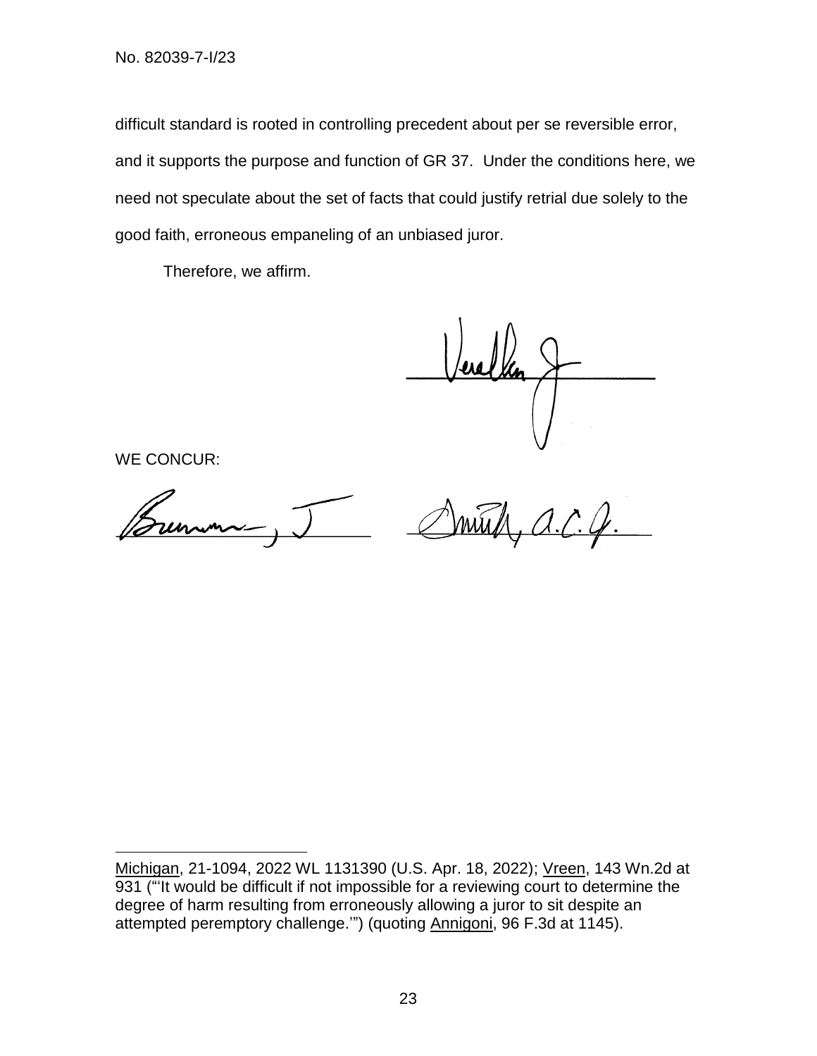difficult standard is rooted in controlling precedent about per se reversible error, and it supports the purpose and function of GR 37. Under the conditions here, we need not speculate about the set of facts that could justify retrial due solely to the good faith, erroneous empaneling of an unbiased juror.

Therefore, we affirm.

Verellen, J.

WE CONCUR:

Bowman, J. Smith, A.C.J.

---

Michigan, 21-1094, 2022 WL 1131390 (U.S. Apr. 18, 2022); Vreen, 143 Wn.2d at 931 ("'It would be difficult if not impossible for a reviewing court to determine the degree of harm resulting from erroneously allowing a juror to sit despite an attempted peremptory challenge.'") (quoting Annigoni, 96 F.3d at 1145).